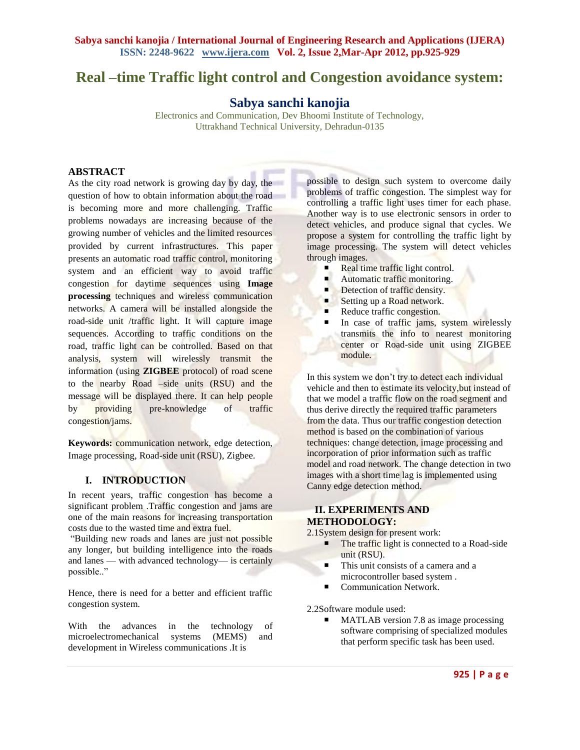# Real –time Traffic light control and Congestion avoidance system:

## Sabya sanchi kanojia

Electronics and Communication, Dev Bhoomi Institute of Technology,
Uttrakhand Technical University, Dehradun-0135

### ABSTRACT

As the city road network is growing day by day, the question of how to obtain information about the road is becoming more and more challenging. Traffic problems nowadays are increasing because of the growing number of vehicles and the limited resources provided by current infrastructures. This paper presents an automatic road traffic control, monitoring system and an efficient way to avoid traffic congestion for daytime sequences using **Image processing** techniques and wireless communication networks. A camera will be installed alongside the road-side unit /traffic light. It will capture image sequences. According to traffic conditions on the road, traffic light can be controlled. Based on that analysis, system will wirelessly transmit the information (using **ZIGBEE** protocol) of road scene to the nearby Road –side units (RSU) and the message will be displayed there. It can help people by providing pre-knowledge of traffic congestion/jams.

**Keywords:** communication network, edge detection, Image processing, Road-side unit (RSU), Zigbee.

## I. INTRODUCTION

In recent years, traffic congestion has become a significant problem .Traffic congestion and jams are one of the main reasons for increasing transportation costs due to the wasted time and extra fuel.

"Building new roads and lanes are just not possible any longer, but building intelligence into the roads and lanes — with advanced technology— is certainly possible.."

Hence, there is need for a better and efficient traffic congestion system.

With the advances in the technology of microelectromechanical systems (MEMS) and development in Wireless communications .It is possible to design such system to overcome daily problems of traffic congestion. The simplest way for controlling a traffic light uses timer for each phase. Another way is to use electronic sensors in order to detect vehicles, and produce signal that cycles. We propose a system for controlling the traffic light by image processing. The system will detect vehicles through images.

- Real time traffic light control.
- Automatic traffic monitoring.
- Detection of traffic density.
- Setting up a Road network.
- Reduce traffic congestion.
- In case of traffic jams, system wirelessly transmits the info to nearest monitoring center or Road-side unit using ZIGBEE module.

In this system we don't try to detect each individual vehicle and then to estimate its velocity,but instead of that we model a traffic flow on the road segment and thus derive directly the required traffic parameters from the data. Thus our traffic congestion detection method is based on the combination of various techniques: change detection, image processing and incorporation of prior information such as traffic model and road network. The change detection in two images with a short time lag is implemented using Canny edge detection method.

## II. EXPERIMENTS AND METHODOLOGY:

2.1System design for present work:

- The traffic light is connected to a Road-side unit (RSU).
- This unit consists of a camera and a microcontroller based system .
- Communication Network.

2.2Software module used:

- MATLAB version 7.8 as image processing software comprising of specialized modules that perform specific task has been used.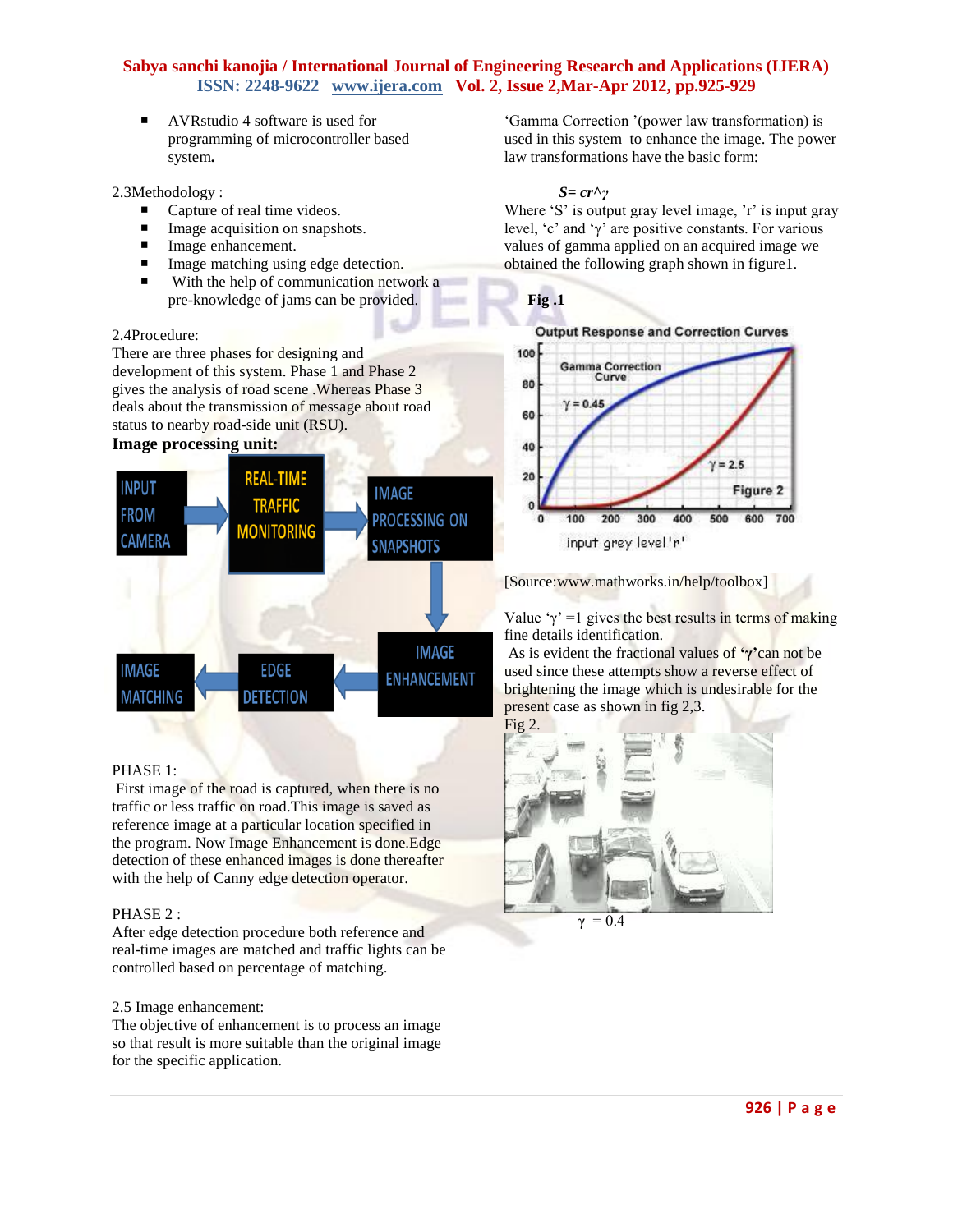- AVRstudio 4 software is used for programming of microcontroller based system**.**

2.3Methodology :

- Capture of real time videos.
- Image acquisition on snapshots.
- Image enhancement.
- Image matching using edge detection.
- With the help of communication network a pre-knowledge of jams can be provided.

2.4Procedure:

There are three phases for designing and development of this system. Phase 1 and Phase 2 gives the analysis of road scene .Whereas Phase 3 deals about the transmission of message about road status to nearby road-side unit (RSU).

**Image processing unit:**

INPUT FROM CAMERA → REAL-TIME TRAFFIC MONITORING → IMAGE PROCESSING ON SNAPSHOTS → IMAGE ENHANCEMENT → EDGE DETECTION → IMAGE MATCHING

PHASE 1:

First image of the road is captured, when there is no traffic or less traffic on road.This image is saved as reference image at a particular location specified in the program. Now Image Enhancement is done.Edge detection of these enhanced images is done thereafter with the help of Canny edge detection operator.

PHASE 2 :

After edge detection procedure both reference and real-time images are matched and traffic lights can be controlled based on percentage of matching.

2.5 Image enhancement:

The objective of enhancement is to process an image so that result is more suitable than the original image for the specific application.

'Gamma Correction '(power law transformation) is used in this system to enhance the image. The power law transformations have the basic form:

$$S= cr^\gamma$$

Where 'S' is output gray level image, 'r' is input gray level, 'c' and 'γ' are positive constants. For various values of gamma applied on an acquired image we obtained the following graph shown in figure1.

**Fig .1**

Output Response and Correction Curves

Gamma Correction Curve

γ = 0.45

γ = 2.5

Figure 2

input grey level 'r'

[Source:www.mathworks.in/help/toolbox]

Value 'γ' =1 gives the best results in terms of making fine details identification.

As is evident the fractional values of **'γ'**can not be used since these attempts show a reverse effect of brightening the image which is undesirable for the present case as shown in fig 2,3.

Fig 2.

γ = 0.4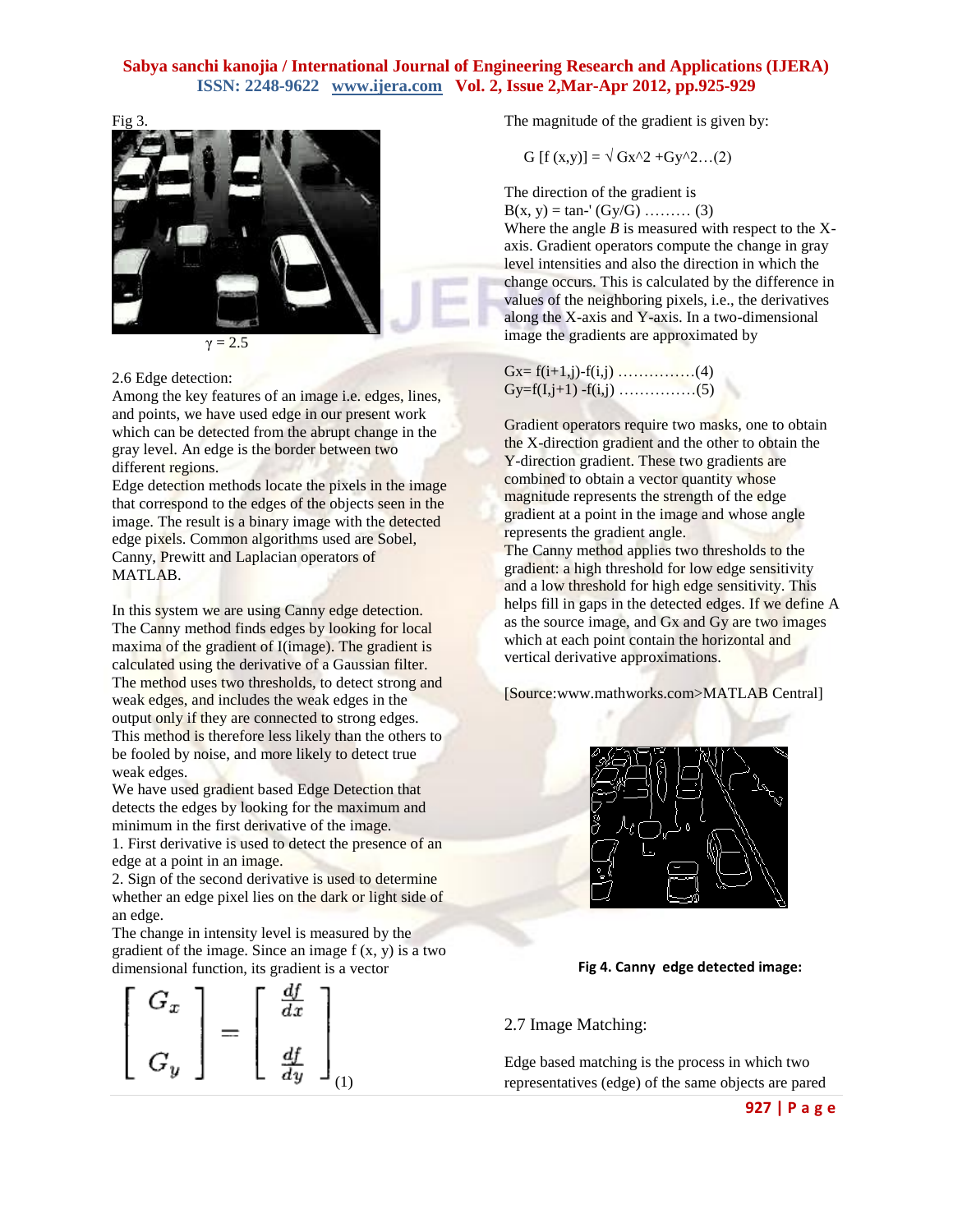Fig 3.

$\gamma = 2.5$

2.6 Edge detection:

Among the key features of an image i.e. edges, lines, and points, we have used edge in our present work which can be detected from the abrupt change in the gray level. An edge is the border between two different regions.

Edge detection methods locate the pixels in the image that correspond to the edges of the objects seen in the image. The result is a binary image with the detected edge pixels. Common algorithms used are Sobel, Canny, Prewitt and Laplacian operators of MATLAB.

In this system we are using Canny edge detection. The Canny method finds edges by looking for local maxima of the gradient of I(image). The gradient is calculated using the derivative of a Gaussian filter. The method uses two thresholds, to detect strong and weak edges, and includes the weak edges in the output only if they are connected to strong edges. This method is therefore less likely than the others to be fooled by noise, and more likely to detect true weak edges.

We have used gradient based Edge Detection that detects the edges by looking for the maximum and minimum in the first derivative of the image.

1. First derivative is used to detect the presence of an edge at a point in an image.
2. Sign of the second derivative is used to determine whether an edge pixel lies on the dark or light side of an edge.

The change in intensity level is measured by the gradient of the image. Since an image f (x, y) is a two dimensional function, its gradient is a vector

$$\begin{bmatrix} G_x \\ G_y \end{bmatrix} = \begin{bmatrix} \frac{df}{dx} \\ \frac{df}{dy} \end{bmatrix} \quad (1)$$

The magnitude of the gradient is given by:

$$G[f(x,y)] = \sqrt{Gx^2 + Gy^2} \ldots (2)$$

The direction of the gradient is

$$B(x, y) = \tan^{-1}(Gy/G) \ldots\ldots\ldots (3)$$

Where the angle *B* is measured with respect to the X-axis. Gradient operators compute the change in gray level intensities and also the direction in which the change occurs. This is calculated by the difference in values of the neighboring pixels, i.e., the derivatives along the X-axis and Y-axis. In a two-dimensional image the gradients are approximated by

$$Gx = f(i+1,j) - f(i,j) \ldots\ldots\ldots\ldots\ldots (4)$$

$$Gy = f(I,j+1) - f(i,j) \ldots\ldots\ldots\ldots\ldots (5)$$

Gradient operators require two masks, one to obtain the X-direction gradient and the other to obtain the Y-direction gradient. These two gradients are combined to obtain a vector quantity whose magnitude represents the strength of the edge gradient at a point in the image and whose angle represents the gradient angle.

The Canny method applies two thresholds to the gradient: a high threshold for low edge sensitivity and a low threshold for high edge sensitivity. This helps fill in gaps in the detected edges. If we define A as the source image, and Gx and Gy are two images which at each point contain the horizontal and vertical derivative approximations.

[Source:www.mathworks.com>MATLAB Central]

**Fig 4. Canny edge detected image:**

2.7 Image Matching:

Edge based matching is the process in which two representatives (edge) of the same objects are pared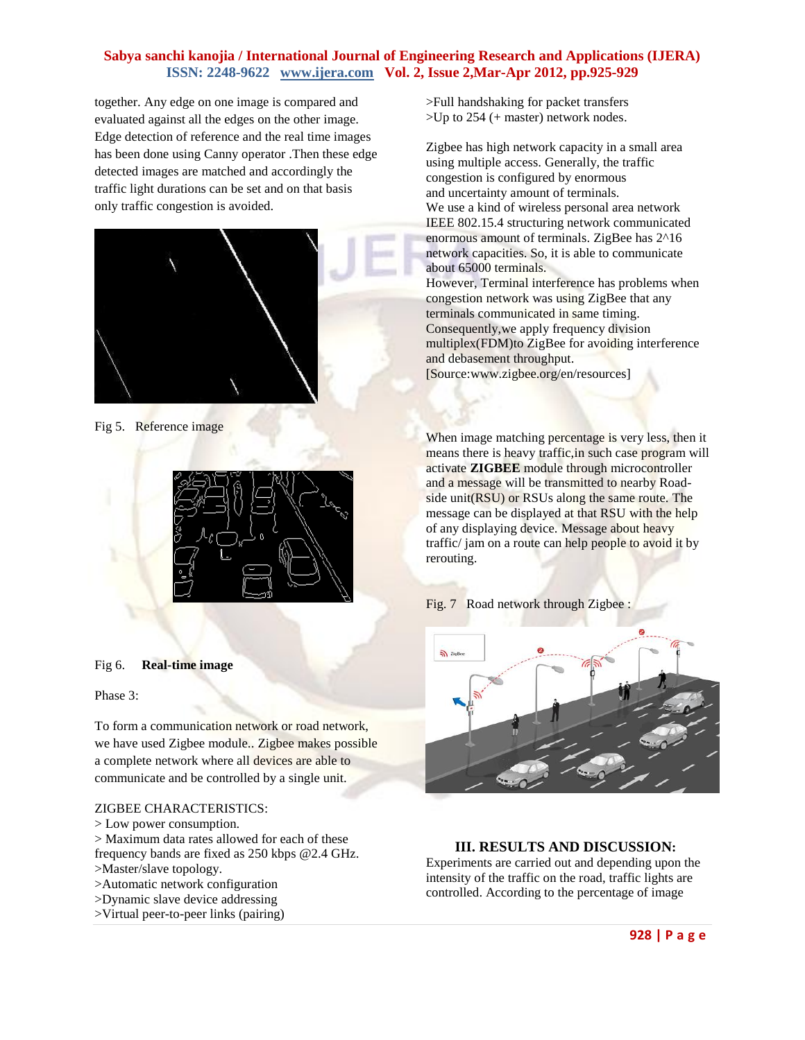together. Any edge on one image is compared and evaluated against all the edges on the other image. Edge detection of reference and the real time images has been done using Canny operator .Then these edge detected images are matched and accordingly the traffic light durations can be set and on that basis only traffic congestion is avoided.

Fig 5. Reference image

Fig 6. **Real-time image**

Phase 3:

To form a communication network or road network, we have used Zigbee module.. Zigbee makes possible a complete network where all devices are able to communicate and be controlled by a single unit.

ZIGBEE CHARACTERISTICS:

> Low power consumption.

> Maximum data rates allowed for each of these frequency bands are fixed as 250 kbps @2.4 GHz.

>Master/slave topology.

>Automatic network configuration

>Dynamic slave device addressing

>Virtual peer-to-peer links (pairing)

>Full handshaking for packet transfers

>Up to 254 (+ master) network nodes.

Zigbee has high network capacity in a small area using multiple access. Generally, the traffic congestion is configured by enormous and uncertainty amount of terminals.

We use a kind of wireless personal area network IEEE 802.15.4 structuring network communicated enormous amount of terminals. ZigBee has 2^16 network capacities. So, it is able to communicate about 65000 terminals.

However, Terminal interference has problems when congestion network was using ZigBee that any terminals communicated in same timing. Consequently,we apply frequency division multiplex(FDM)to ZigBee for avoiding interference and debasement throughput.

[Source:www.zigbee.org/en/resources]

When image matching percentage is very less, then it means there is heavy traffic,in such case program will activate **ZIGBEE** module through microcontroller and a message will be transmitted to nearby Road-side unit(RSU) or RSUs along the same route. The message can be displayed at that RSU with the help of any displaying device. Message about heavy traffic/ jam on a route can help people to avoid it by rerouting.

Fig. 7 Road network through Zigbee :

## III. RESULTS AND DISCUSSION:

Experiments are carried out and depending upon the intensity of the traffic on the road, traffic lights are controlled. According to the percentage of image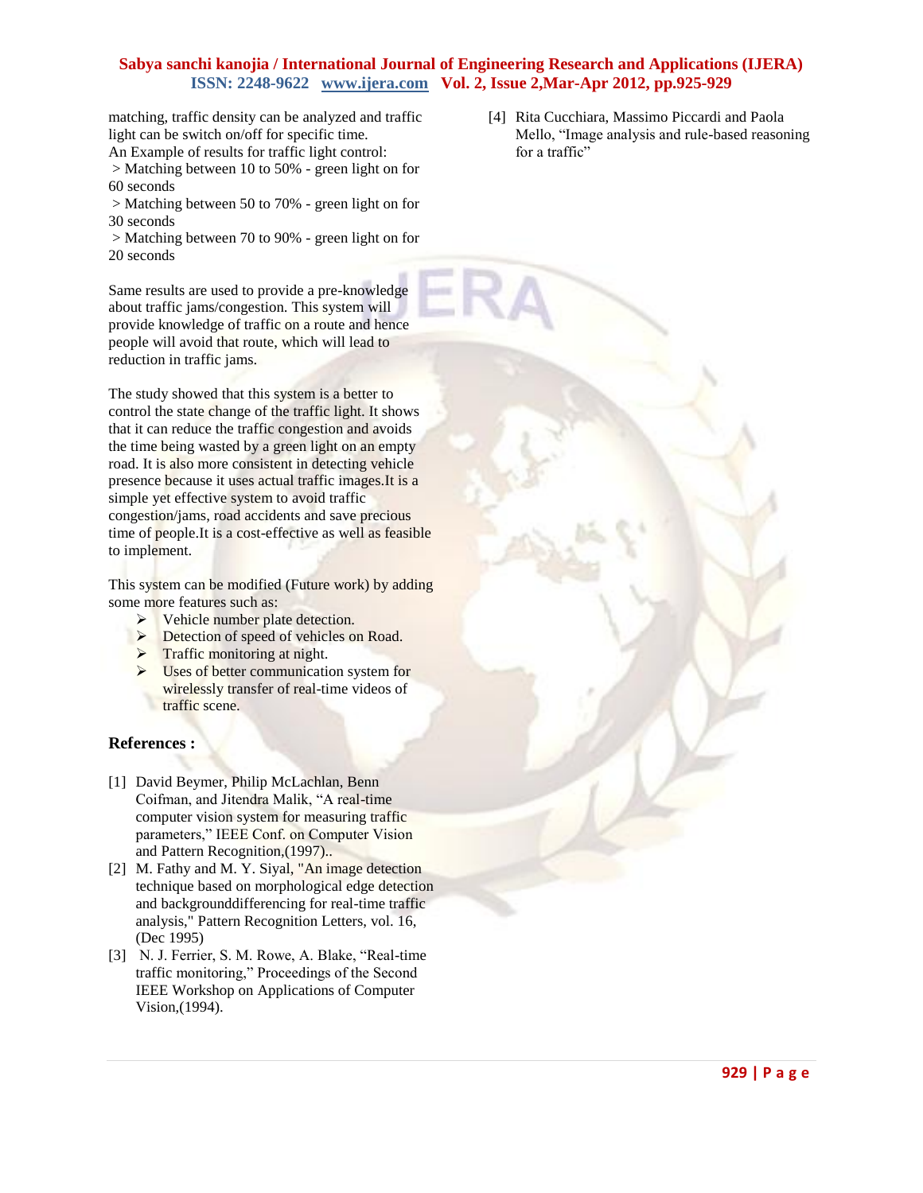matching, traffic density can be analyzed and traffic light can be switch on/off for specific time.

An Example of results for traffic light control:

> Matching between 10 to 50% - green light on for 60 seconds

> Matching between 50 to 70% - green light on for 30 seconds

> Matching between 70 to 90% - green light on for 20 seconds

Same results are used to provide a pre-knowledge about traffic jams/congestion. This system will provide knowledge of traffic on a route and hence people will avoid that route, which will lead to reduction in traffic jams.

The study showed that this system is a better to control the state change of the traffic light. It shows that it can reduce the traffic congestion and avoids the time being wasted by a green light on an empty road. It is also more consistent in detecting vehicle presence because it uses actual traffic images.It is a simple yet effective system to avoid traffic congestion/jams, road accidents and save precious time of people.It is a cost-effective as well as feasible to implement.

This system can be modified (Future work) by adding some more features such as:

- Vehicle number plate detection.
- Detection of speed of vehicles on Road.
- Traffic monitoring at night.
- Uses of better communication system for wirelessly transfer of real-time videos of traffic scene.

## References :

[1] David Beymer, Philip McLachlan, Benn Coifman, and Jitendra Malik, "A real-time computer vision system for measuring traffic parameters," IEEE Conf. on Computer Vision and Pattern Recognition,(1997)..

[2] M. Fathy and M. Y. Siyal, "An image detection technique based on morphological edge detection and backgrounddifferencing for real-time traffic analysis," Pattern Recognition Letters, vol. 16, (Dec 1995)

[3] N. J. Ferrier, S. M. Rowe, A. Blake, "Real-time traffic monitoring," Proceedings of the Second IEEE Workshop on Applications of Computer Vision,(1994).

[4] Rita Cucchiara, Massimo Piccardi and Paola Mello, "Image analysis and rule-based reasoning for a traffic"